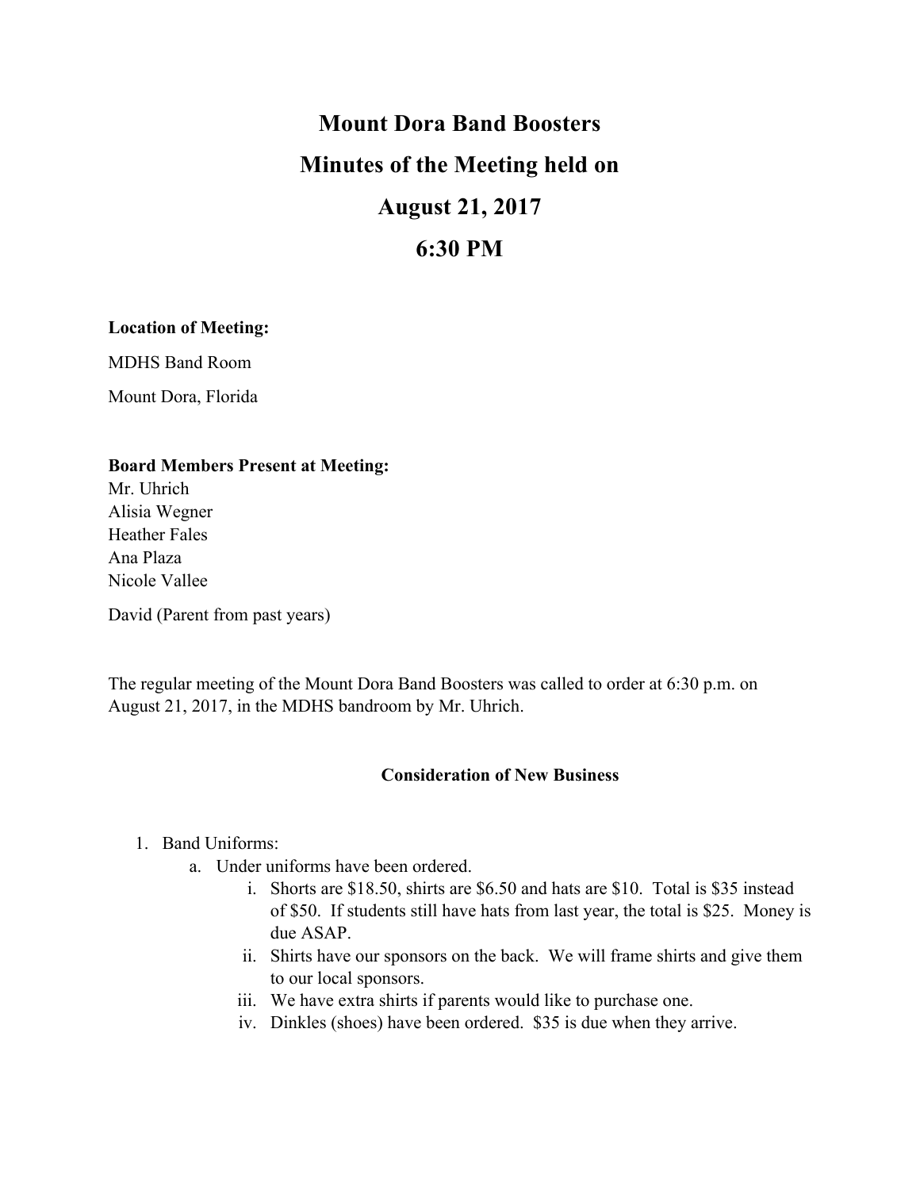# Mount Dora Band Boosters

# Minutes of the Meeting held on

# August 21, 2017

# 6:30 PM

**Location of Meeting:**

MDHS Band Room

Mount Dora, Florida

**Board Members Present at Meeting:**

Mr. Uhrich
Alisia Wegner
Heather Fales
Ana Plaza
Nicole Vallee

David (Parent from past years)

The regular meeting of the Mount Dora Band Boosters was called to order at 6:30 p.m. on August 21, 2017, in the MDHS bandroom by Mr. Uhrich.

### Consideration of New Business

1. Band Uniforms:
   a. Under uniforms have been ordered.
      i. Shorts are $18.50, shirts are $6.50 and hats are $10. Total is $35 instead of $50. If students still have hats from last year, the total is $25. Money is due ASAP.
      ii. Shirts have our sponsors on the back. We will frame shirts and give them to our local sponsors.
      iii. We have extra shirts if parents would like to purchase one.
      iv. Dinkles (shoes) have been ordered. $35 is due when they arrive.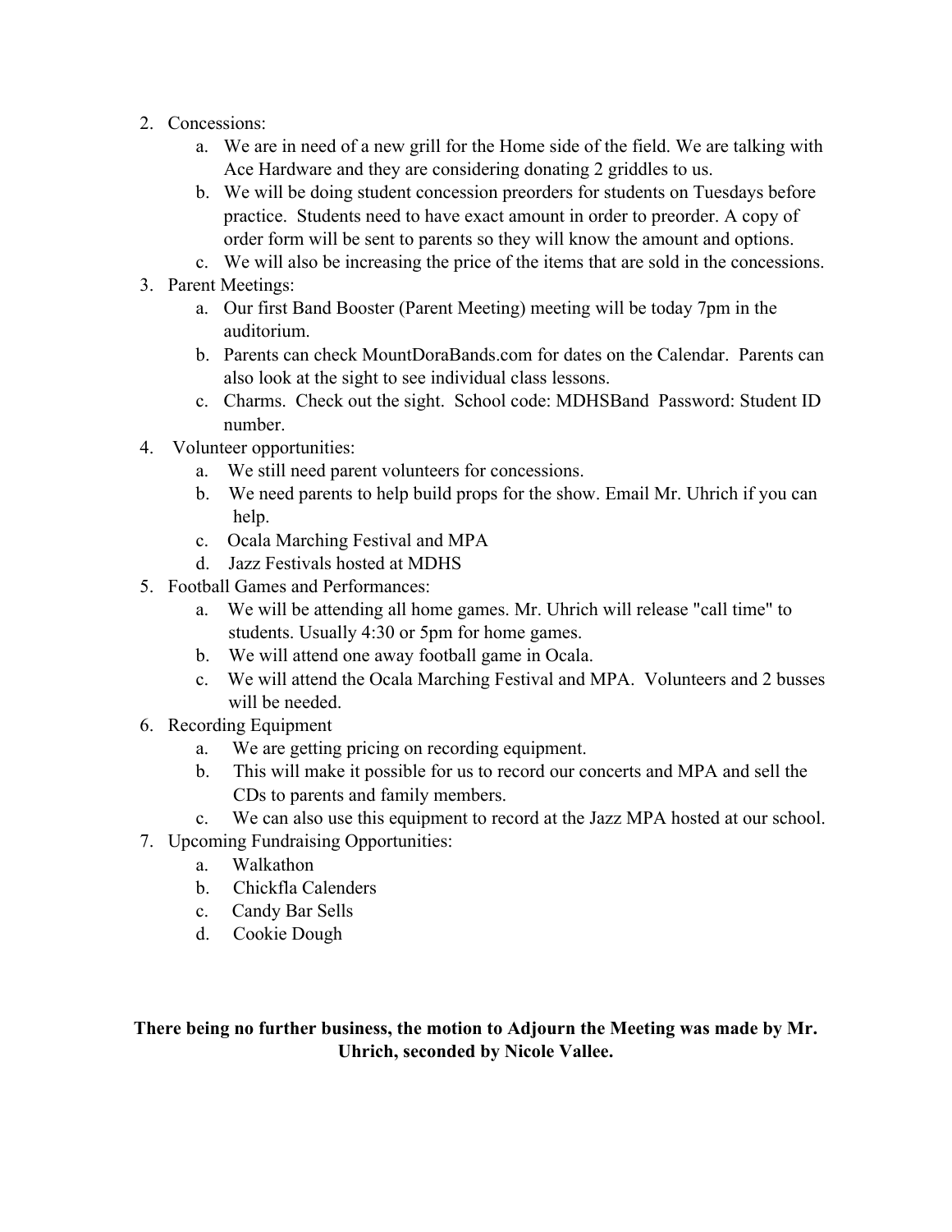2. Concessions:
    a. We are in need of a new grill for the Home side of the field. We are talking with Ace Hardware and they are considering donating 2 griddles to us.
    b. We will be doing student concession preorders for students on Tuesdays before practice. Students need to have exact amount in order to preorder. A copy of order form will be sent to parents so they will know the amount and options.
    c. We will also be increasing the price of the items that are sold in the concessions.
3. Parent Meetings:
    a. Our first Band Booster (Parent Meeting) meeting will be today 7pm in the auditorium.
    b. Parents can check MountDoraBands.com for dates on the Calendar. Parents can also look at the sight to see individual class lessons.
    c. Charms. Check out the sight. School code: MDHSBand Password: Student ID number.
4. Volunteer opportunities:
    a. We still need parent volunteers for concessions.
    b. We need parents to help build props for the show. Email Mr. Uhrich if you can help.
    c. Ocala Marching Festival and MPA
    d. Jazz Festivals hosted at MDHS
5. Football Games and Performances:
    a. We will be attending all home games. Mr. Uhrich will release "call time" to students. Usually 4:30 or 5pm for home games.
    b. We will attend one away football game in Ocala.
    c. We will attend the Ocala Marching Festival and MPA. Volunteers and 2 busses will be needed.
6. Recording Equipment
    a. We are getting pricing on recording equipment.
    b. This will make it possible for us to record our concerts and MPA and sell the CDs to parents and family members.
    c. We can also use this equipment to record at the Jazz MPA hosted at our school.
7. Upcoming Fundraising Opportunities:
    a. Walkathon
    b. Chickfla Calenders
    c. Candy Bar Sells
    d. Cookie Dough

**There being no further business, the motion to Adjourn the Meeting was made by Mr. Uhrich, seconded by Nicole Vallee.**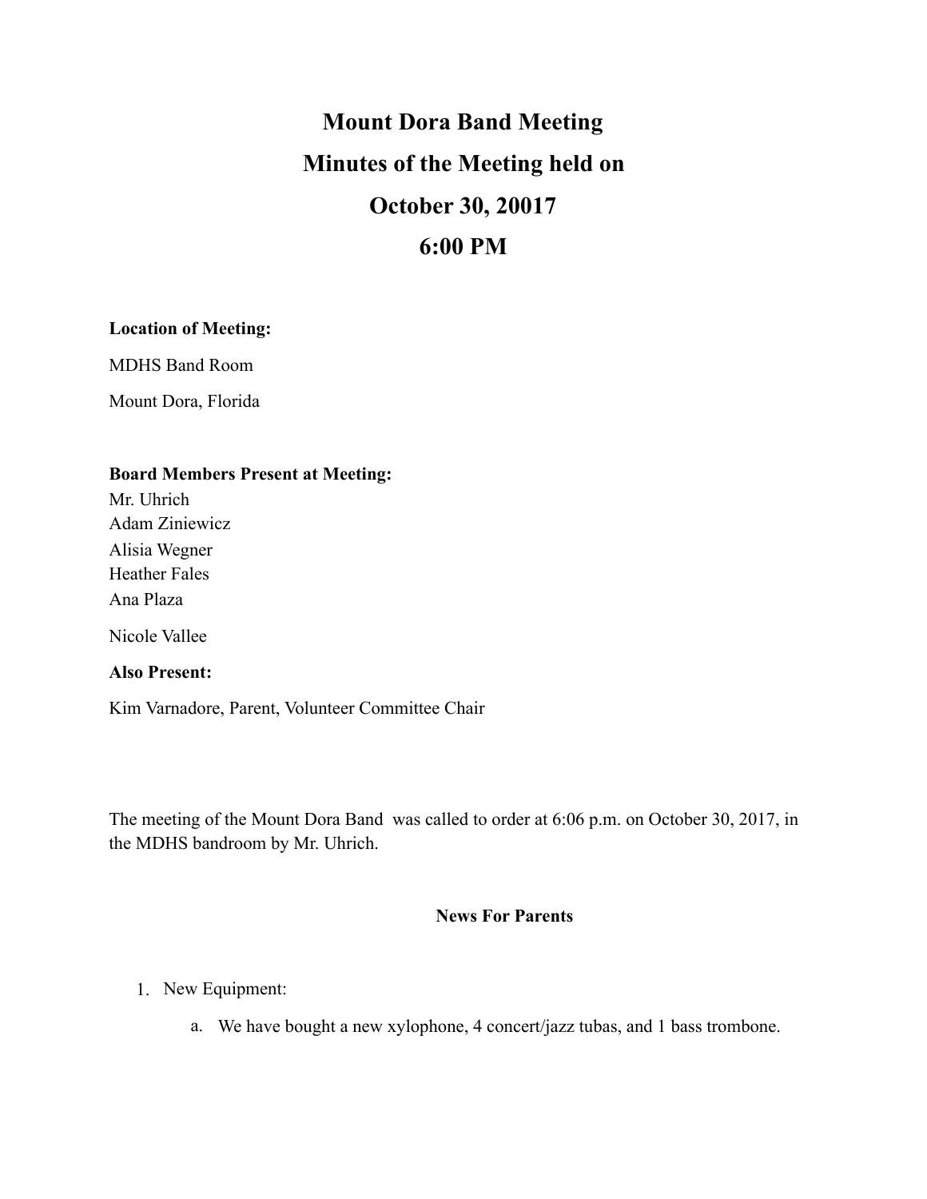# Mount Dora Band Meeting

# Minutes of the Meeting held on

# October 30, 20017

# 6:00 PM

**Location of Meeting:**

MDHS Band Room

Mount Dora, Florida

**Board Members Present at Meeting:**

Mr. Uhrich
Adam Ziniewicz
Alisia Wegner
Heather Fales
Ana Plaza

Nicole Vallee

**Also Present:**

Kim Varnadore, Parent, Volunteer Committee Chair

The meeting of the Mount Dora Band was called to order at 6:06 p.m. on October 30, 2017, in the MDHS bandroom by Mr. Uhrich.

**News For Parents**

1. New Equipment:
   a. We have bought a new xylophone, 4 concert/jazz tubas, and 1 bass trombone.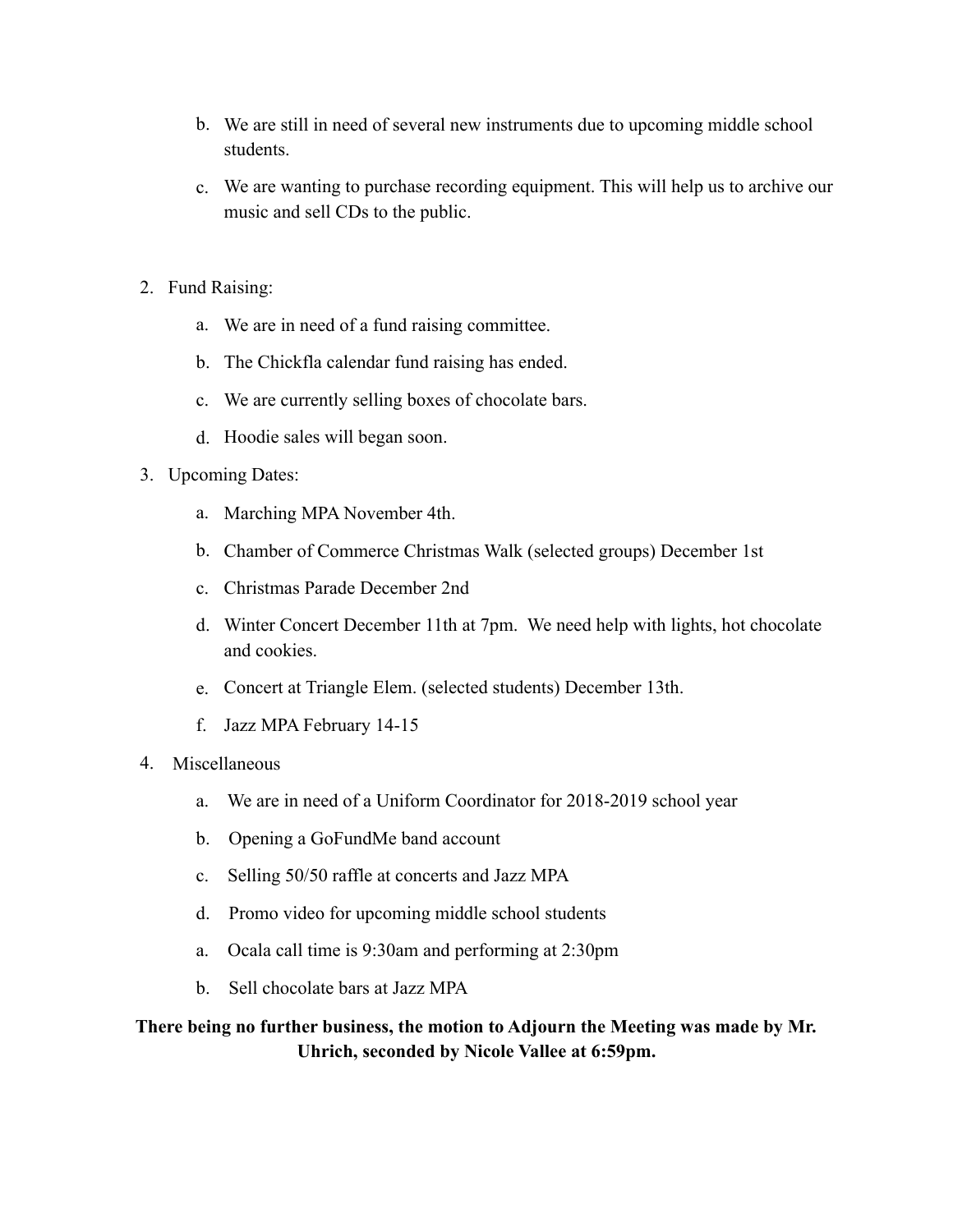b. We are still in need of several new instruments due to upcoming middle school students.

c. We are wanting to purchase recording equipment. This will help us to archive our music and sell CDs to the public.

2. Fund Raising:

    a. We are in need of a fund raising committee.

    b. The Chickfla calendar fund raising has ended.

    c. We are currently selling boxes of chocolate bars.

    d. Hoodie sales will began soon.

3. Upcoming Dates:

    a. Marching MPA November 4th.

    b. Chamber of Commerce Christmas Walk (selected groups) December 1st

    c. Christmas Parade December 2nd

    d. Winter Concert December 11th at 7pm. We need help with lights, hot chocolate and cookies.

    e. Concert at Triangle Elem. (selected students) December 13th.

    f. Jazz MPA February 14-15

4. Miscellaneous

    a. We are in need of a Uniform Coordinator for 2018-2019 school year

    b. Opening a GoFundMe band account

    c. Selling 50/50 raffle at concerts and Jazz MPA

    d. Promo video for upcoming middle school students

    a. Ocala call time is 9:30am and performing at 2:30pm

    b. Sell chocolate bars at Jazz MPA

**There being no further business, the motion to Adjourn the Meeting was made by Mr. Uhrich, seconded by Nicole Vallee at 6:59pm.**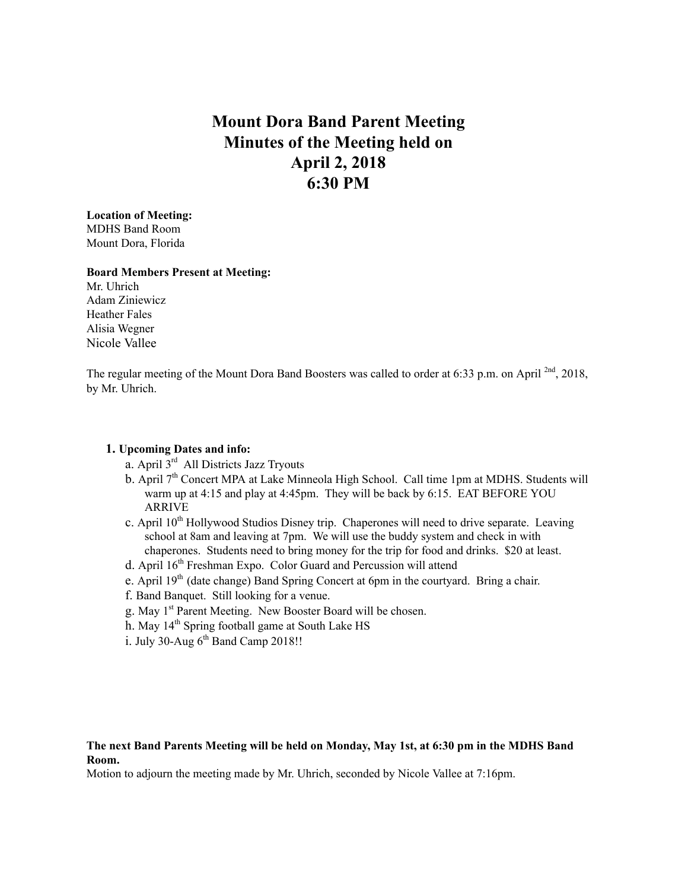# Mount Dora Band Parent Meeting
# Minutes of the Meeting held on
# April 2, 2018
# 6:30 PM

**Location of Meeting:**
MDHS Band Room
Mount Dora, Florida

**Board Members Present at Meeting:**
Mr. Uhrich
Adam Ziniewicz
Heather Fales
Alisia Wegner
Nicole Vallee

The regular meeting of the Mount Dora Band Boosters was called to order at 6:33 p.m. on April 2nd, 2018, by Mr. Uhrich.

1. **Upcoming Dates and info:**
   a. April 3rd All Districts Jazz Tryouts
   b. April 7th Concert MPA at Lake Minneola High School. Call time 1pm at MDHS. Students will warm up at 4:15 and play at 4:45pm. They will be back by 6:15. EAT BEFORE YOU ARRIVE
   c. April 10th Hollywood Studios Disney trip. Chaperones will need to drive separate. Leaving school at 8am and leaving at 7pm. We will use the buddy system and check in with chaperones. Students need to bring money for the trip for food and drinks. $20 at least.
   d. April 16th Freshman Expo. Color Guard and Percussion will attend
   e. April 19th (date change) Band Spring Concert at 6pm in the courtyard. Bring a chair.
   f. Band Banquet. Still looking for a venue.
   g. May 1st Parent Meeting. New Booster Board will be chosen.
   h. May 14th Spring football game at South Lake HS
   i. July 30-Aug 6th Band Camp 2018!!

**The next Band Parents Meeting will be held on Monday, May 1st, at 6:30 pm in the MDHS Band Room.**
Motion to adjourn the meeting made by Mr. Uhrich, seconded by Nicole Vallee at 7:16pm.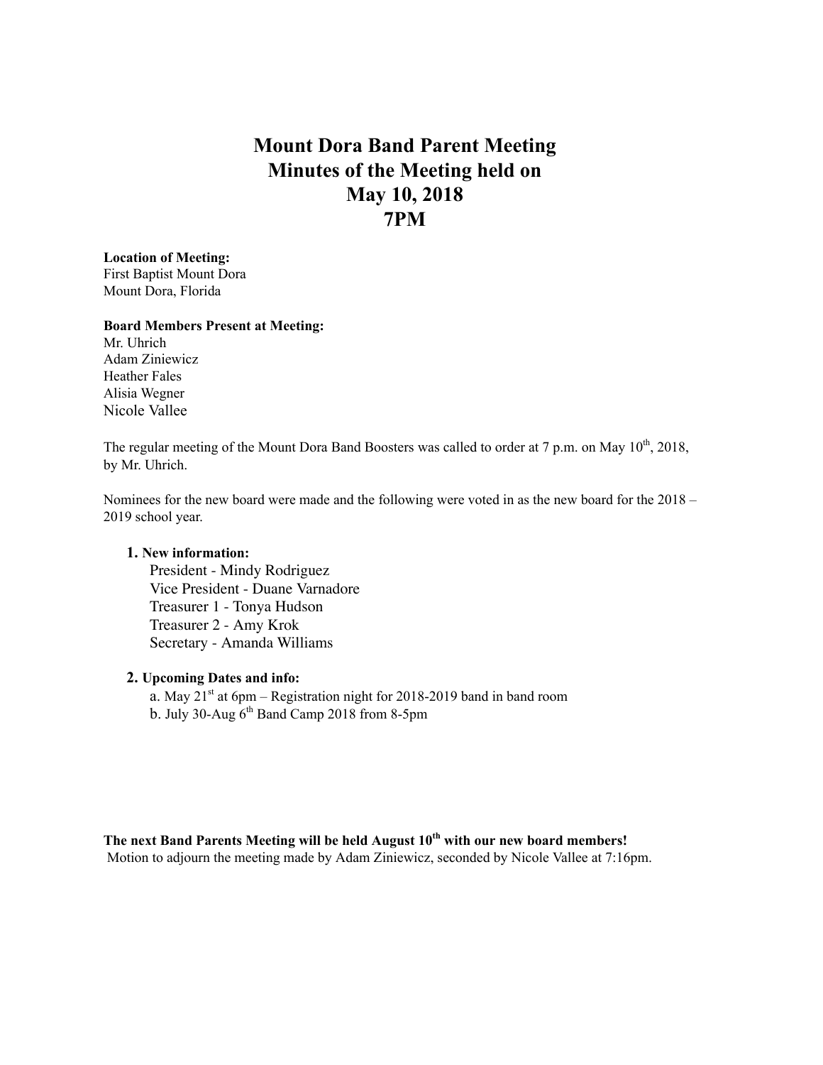# Mount Dora Band Parent Meeting
# Minutes of the Meeting held on
# May 10, 2018
# 7PM

**Location of Meeting:**
First Baptist Mount Dora
Mount Dora, Florida

**Board Members Present at Meeting:**
Mr. Uhrich
Adam Ziniewicz
Heather Fales
Alisia Wegner
Nicole Vallee

The regular meeting of the Mount Dora Band Boosters was called to order at 7 p.m. on May 10th, 2018, by Mr. Uhrich.

Nominees for the new board were made and the following were voted in as the new board for the 2018 – 2019 school year.

1. **New information:**
   President - Mindy Rodriguez
   Vice President - Duane Varnadore
   Treasurer 1 - Tonya Hudson
   Treasurer 2 - Amy Krok
   Secretary - Amanda Williams

2. **Upcoming Dates and info:**
   a. May 21st at 6pm – Registration night for 2018-2019 band in band room
   b. July 30-Aug 6th Band Camp 2018 from 8-5pm

**The next Band Parents Meeting will be held August 10th with our new board members!**
Motion to adjourn the meeting made by Adam Ziniewicz, seconded by Nicole Vallee at 7:16pm.